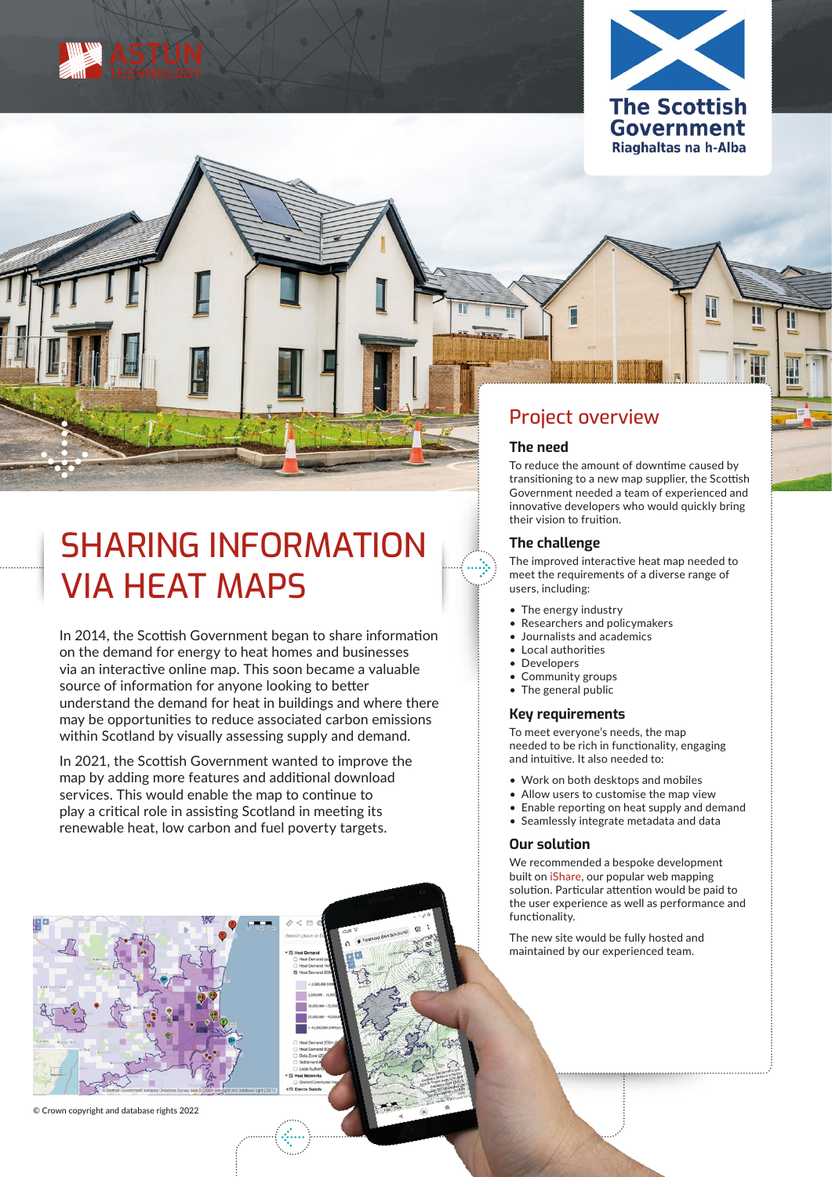ASTUN TECHNOLOGY

The Scottish Government
Riaghaltas na h-Alba

# SHARING INFORMATION VIA HEAT MAPS

In 2014, the Scottish Government began to share information on the demand for energy to heat homes and businesses via an interactive online map. This soon became a valuable source of information for anyone looking to better understand the demand for heat in buildings and where there may be opportunities to reduce associated carbon emissions within Scotland by visually assessing supply and demand.

In 2021, the Scottish Government wanted to improve the map by adding more features and additional download services. This would enable the map to continue to play a critical role in assisting Scotland in meeting its renewable heat, low carbon and fuel poverty targets.

© Crown copyright and database rights 2022

## Project overview

### The need

To reduce the amount of downtime caused by transitioning to a new map supplier, the Scottish Government needed a team of experienced and innovative developers who would quickly bring their vision to fruition.

### The challenge

The improved interactive heat map needed to meet the requirements of a diverse range of users, including:

- The energy industry
- Researchers and policymakers
- Journalists and academics
- Local authorities
- Developers
- Community groups
- The general public

### Key requirements

To meet everyone's needs, the map needed to be rich in functionality, engaging and intuitive. It also needed to:

- Work on both desktops and mobiles
- Allow users to customise the map view
- Enable reporting on heat supply and demand
- Seamlessly integrate metadata and data

### Our solution

We recommended a bespoke development built on iShare, our popular web mapping solution. Particular attention would be paid to the user experience as well as performance and functionality.

The new site would be fully hosted and maintained by our experienced team.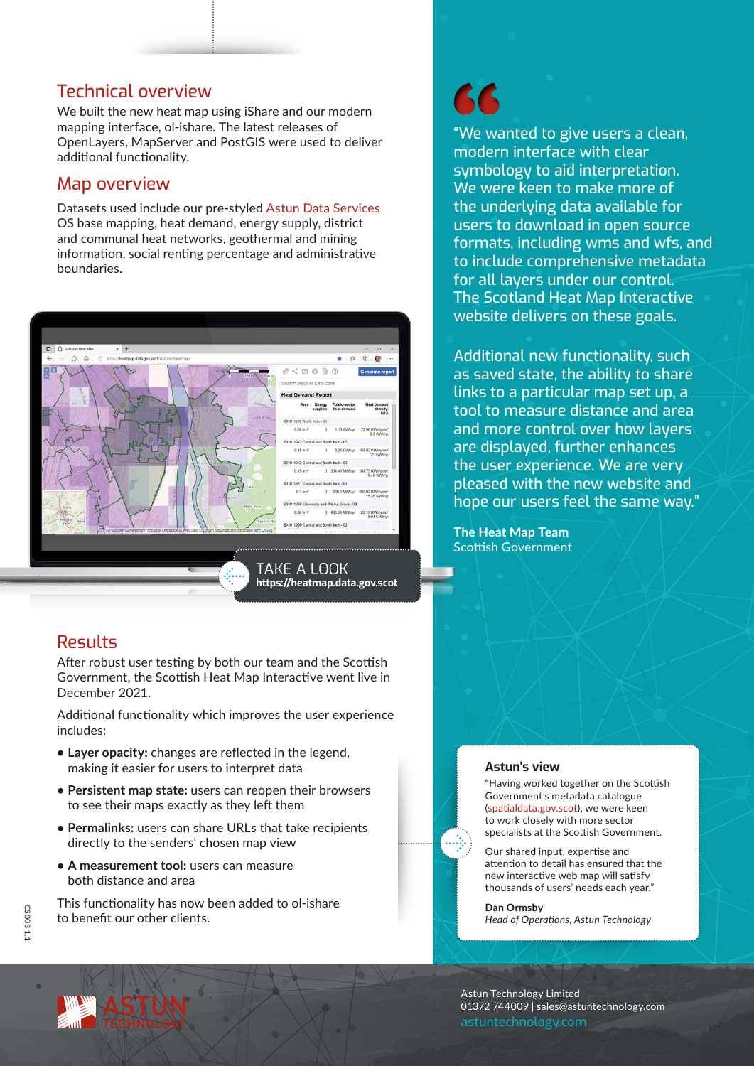## Technical overview

We built the new heat map using iShare and our modern mapping interface, ol-ishare. The latest releases of OpenLayers, MapServer and PostGIS were used to deliver additional functionality.

## Map overview

Datasets used include our pre-styled Astun Data Services OS base mapping, heat demand, energy supply, district and communal heat networks, geothermal and mining information, social renting percentage and administrative boundaries.

TAKE A LOOK
**https://heatmap.data.gov.scot**

## Results

After robust user testing by both our team and the Scottish Government, the Scottish Heat Map Interactive went live in December 2021.

Additional functionality which improves the user experience includes:

- **Layer opacity:** changes are reflected in the legend, making it easier for users to interpret data
- **Persistent map state:** users can reopen their browsers to see their maps exactly as they left them
- **Permalinks:** users can share URLs that take recipients directly to the senders' chosen map view
- **A measurement tool:** users can measure both distance and area

This functionality has now been added to ol-ishare to benefit our other clients.

"We wanted to give users a clean, modern interface with clear symbology to aid interpretation. We were keen to make more of the underlying data available for users to download in open source formats, including wms and wfs, and to include comprehensive metadata for all layers under our control. The Scotland Heat Map Interactive website delivers on these goals.

Additional new functionality, such as saved state, the ability to share links to a particular map set up, a tool to measure distance and area and more control over how layers are displayed, further enhances the user experience. We are very pleased with the new website and hope our users feel the same way."

**The Heat Map Team**
Scottish Government

### Astun's view

"Having worked together on the Scottish Government's metadata catalogue (spatialdata.gov.scot), we were keen to work closely with more sector specialists at the Scottish Government.

Our shared input, expertise and attention to detail has ensured that the new interactive web map will satisfy thousands of users' needs each year."

**Dan Ormsby**
*Head of Operations, Astun Technology*

CS003 1.1

Astun Technology Limited
01372 744009 | sales@astuntechnology.com
astuntechnology.com